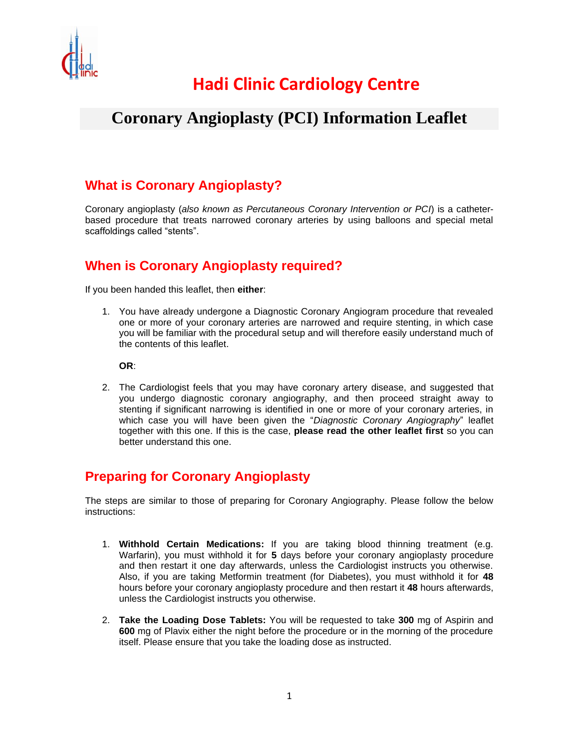# Hadi Clinic Cardiology Centre

# Coronary Angioplasty (PCI) Information Leaflet

## What is Coronary Angioplasty?

Coronary angioplasty (*also known as Percutaneous Coronary Intervention or PCI*) is a catheter-based procedure that treats narrowed coronary arteries by using balloons and special metal scaffoldings called "stents".

## When is Coronary Angioplasty required?

If you been handed this leaflet, then **either**:

1. You have already undergone a Diagnostic Coronary Angiogram procedure that revealed one or more of your coronary arteries are narrowed and require stenting, in which case you will be familiar with the procedural setup and will therefore easily understand much of the contents of this leaflet.

   **OR**:

2. The Cardiologist feels that you may have coronary artery disease, and suggested that you undergo diagnostic coronary angiography, and then proceed straight away to stenting if significant narrowing is identified in one or more of your coronary arteries, in which case you will have been given the "*Diagnostic Coronary Angiography*" leaflet together with this one. If this is the case, **please read the other leaflet first** so you can better understand this one.

## Preparing for Coronary Angioplasty

The steps are similar to those of preparing for Coronary Angiography. Please follow the below instructions:

1. **Withhold Certain Medications:** If you are taking blood thinning treatment (e.g. Warfarin), you must withhold it for **5** days before your coronary angioplasty procedure and then restart it one day afterwards, unless the Cardiologist instructs you otherwise. Also, if you are taking Metformin treatment (for Diabetes), you must withhold it for **48** hours before your coronary angioplasty procedure and then restart it **48** hours afterwards, unless the Cardiologist instructs you otherwise.

2. **Take the Loading Dose Tablets:** You will be requested to take **300** mg of Aspirin and **600** mg of Plavix either the night before the procedure or in the morning of the procedure itself. Please ensure that you take the loading dose as instructed.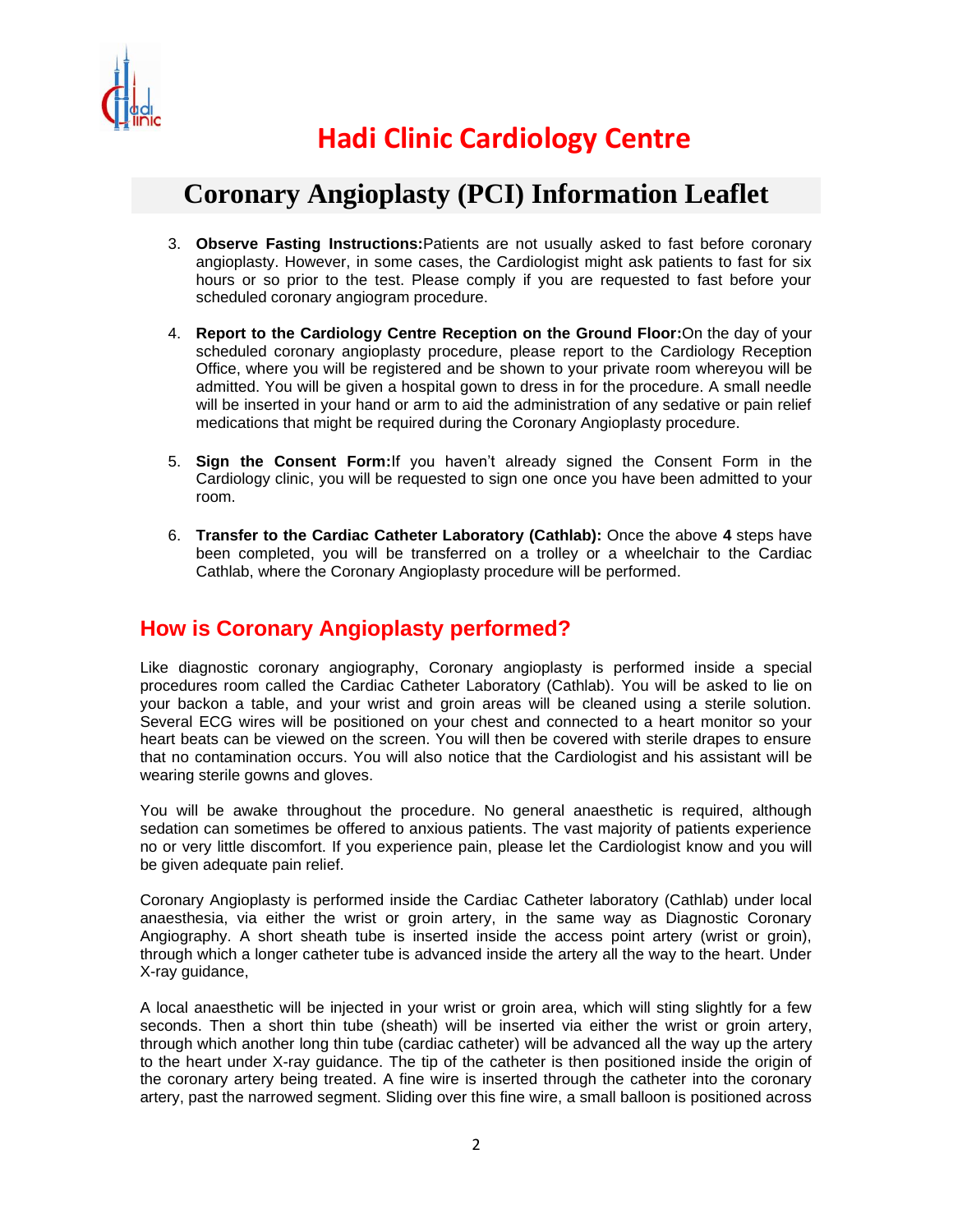3. **Observe Fasting Instructions:**Patients are not usually asked to fast before coronary angioplasty. However, in some cases, the Cardiologist might ask patients to fast for six hours or so prior to the test. Please comply if you are requested to fast before your scheduled coronary angiogram procedure.

4. **Report to the Cardiology Centre Reception on the Ground Floor:**On the day of your scheduled coronary angioplasty procedure, please report to the Cardiology Reception Office, where you will be registered and be shown to your private room whereyou will be admitted. You will be given a hospital gown to dress in for the procedure. A small needle will be inserted in your hand or arm to aid the administration of any sedative or pain relief medications that might be required during the Coronary Angioplasty procedure.

5. **Sign the Consent Form:**If you haven't already signed the Consent Form in the Cardiology clinic, you will be requested to sign one once you have been admitted to your room.

6. **Transfer to the Cardiac Catheter Laboratory (Cathlab):** Once the above **4** steps have been completed, you will be transferred on a trolley or a wheelchair to the Cardiac Cathlab, where the Coronary Angioplasty procedure will be performed.

## How is Coronary Angioplasty performed?

Like diagnostic coronary angiography, Coronary angioplasty is performed inside a special procedures room called the Cardiac Catheter Laboratory (Cathlab). You will be asked to lie on your backon a table, and your wrist and groin areas will be cleaned using a sterile solution. Several ECG wires will be positioned on your chest and connected to a heart monitor so your heart beats can be viewed on the screen. You will then be covered with sterile drapes to ensure that no contamination occurs. You will also notice that the Cardiologist and his assistant will be wearing sterile gowns and gloves.

You will be awake throughout the procedure. No general anaesthetic is required, although sedation can sometimes be offered to anxious patients. The vast majority of patients experience no or very little discomfort. If you experience pain, please let the Cardiologist know and you will be given adequate pain relief.

Coronary Angioplasty is performed inside the Cardiac Catheter laboratory (Cathlab) under local anaesthesia, via either the wrist or groin artery, in the same way as Diagnostic Coronary Angiography. A short sheath tube is inserted inside the access point artery (wrist or groin), through which a longer catheter tube is advanced inside the artery all the way to the heart. Under X-ray guidance,

A local anaesthetic will be injected in your wrist or groin area, which will sting slightly for a few seconds. Then a short thin tube (sheath) will be inserted via either the wrist or groin artery, through which another long thin tube (cardiac catheter) will be advanced all the way up the artery to the heart under X-ray guidance. The tip of the catheter is then positioned inside the origin of the coronary artery being treated. A fine wire is inserted through the catheter into the coronary artery, past the narrowed segment. Sliding over this fine wire, a small balloon is positioned across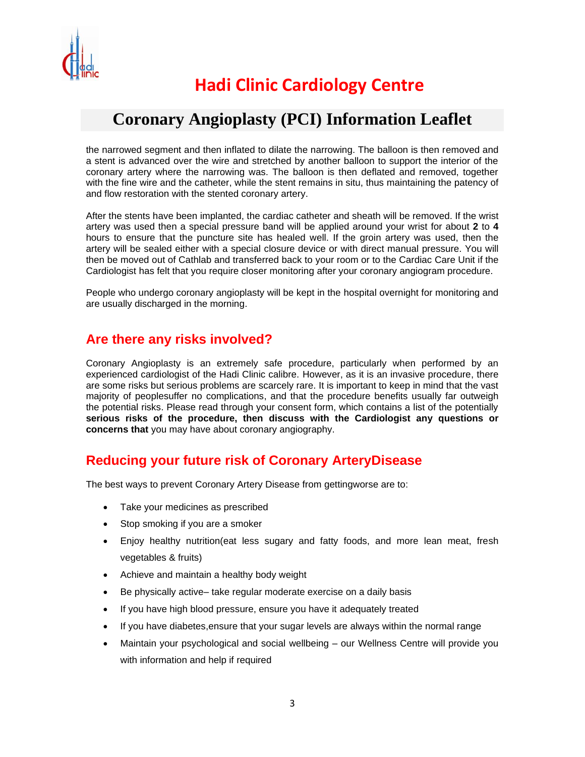the narrowed segment and then inflated to dilate the narrowing. The balloon is then removed and a stent is advanced over the wire and stretched by another balloon to support the interior of the coronary artery where the narrowing was. The balloon is then deflated and removed, together with the fine wire and the catheter, while the stent remains in situ, thus maintaining the patency of and flow restoration with the stented coronary artery.

After the stents have been implanted, the cardiac catheter and sheath will be removed. If the wrist artery was used then a special pressure band will be applied around your wrist for about **2** to **4** hours to ensure that the puncture site has healed well. If the groin artery was used, then the artery will be sealed either with a special closure device or with direct manual pressure. You will then be moved out of Cathlab and transferred back to your room or to the Cardiac Care Unit if the Cardiologist has felt that you require closer monitoring after your coronary angiogram procedure.

People who undergo coronary angioplasty will be kept in the hospital overnight for monitoring and are usually discharged in the morning.

## Are there any risks involved?

Coronary Angioplasty is an extremely safe procedure, particularly when performed by an experienced cardiologist of the Hadi Clinic calibre. However, as it is an invasive procedure, there are some risks but serious problems are scarcely rare. It is important to keep in mind that the vast majority of peoplesuffer no complications, and that the procedure benefits usually far outweigh the potential risks. Please read through your consent form, which contains a list of the potentially **serious risks of the procedure, then discuss with the Cardiologist any questions or concerns that** you may have about coronary angiography.

## Reducing your future risk of Coronary ArteryDisease

The best ways to prevent Coronary Artery Disease from gettingworse are to:

- Take your medicines as prescribed
- Stop smoking if you are a smoker
- Enjoy healthy nutrition(eat less sugary and fatty foods, and more lean meat, fresh vegetables & fruits)
- Achieve and maintain a healthy body weight
- Be physically active– take regular moderate exercise on a daily basis
- If you have high blood pressure, ensure you have it adequately treated
- If you have diabetes,ensure that your sugar levels are always within the normal range
- Maintain your psychological and social wellbeing – our Wellness Centre will provide you with information and help if required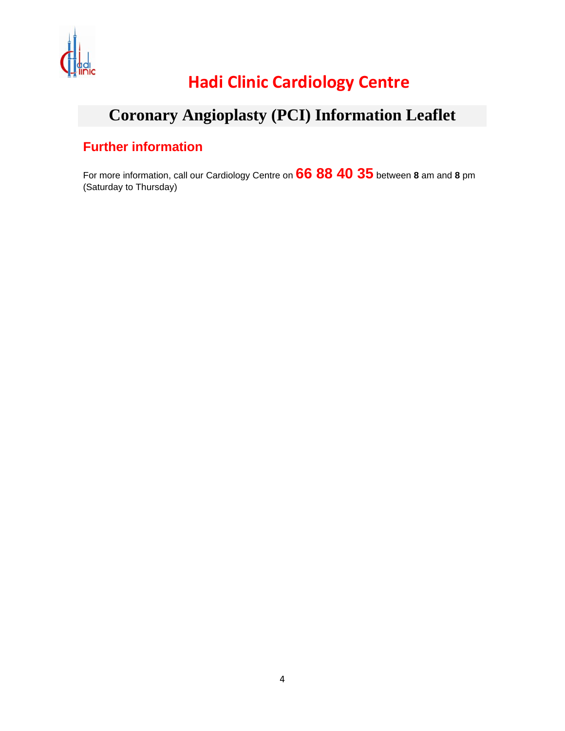## Hadi Clinic Cardiology Centre

# Coronary Angioplasty (PCI) Information Leaflet

### Further information

For more information, call our Cardiology Centre on **66 88 40 35** between **8** am and **8** pm (Saturday to Thursday)